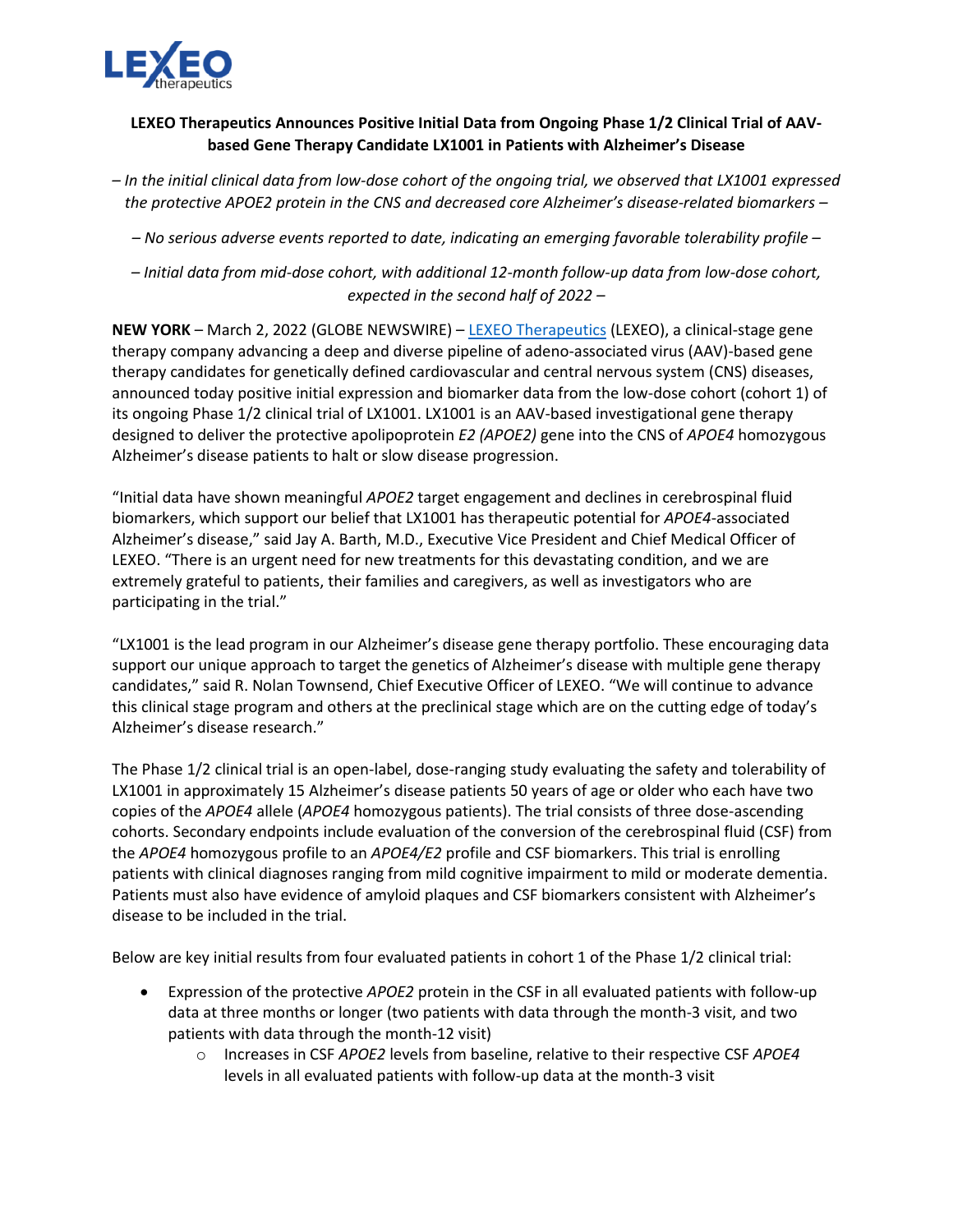# LEXEO Therapeutics Announces Positive Initial Data from Ongoing Phase 1/2 Clinical Trial of AAV-based Gene Therapy Candidate LX1001 in Patients with Alzheimer's Disease

*– In the initial clinical data from low-dose cohort of the ongoing trial, we observed that LX1001 expressed the protective APOE2 protein in the CNS and decreased core Alzheimer's disease-related biomarkers –*

*– No serious adverse events reported to date, indicating an emerging favorable tolerability profile –*

*– Initial data from mid-dose cohort, with additional 12-month follow-up data from low-dose cohort, expected in the second half of 2022 –*

**NEW YORK** – March 2, 2022 (GLOBE NEWSWIRE) – LEXEO Therapeutics (LEXEO), a clinical-stage gene therapy company advancing a deep and diverse pipeline of adeno-associated virus (AAV)-based gene therapy candidates for genetically defined cardiovascular and central nervous system (CNS) diseases, announced today positive initial expression and biomarker data from the low-dose cohort (cohort 1) of its ongoing Phase 1/2 clinical trial of LX1001. LX1001 is an AAV-based investigational gene therapy designed to deliver the protective apolipoprotein *E2 (APOE2)* gene into the CNS of *APOE4* homozygous Alzheimer's disease patients to halt or slow disease progression.

"Initial data have shown meaningful *APOE2* target engagement and declines in cerebrospinal fluid biomarkers, which support our belief that LX1001 has therapeutic potential for *APOE4*-associated Alzheimer's disease," said Jay A. Barth, M.D., Executive Vice President and Chief Medical Officer of LEXEO. "There is an urgent need for new treatments for this devastating condition, and we are extremely grateful to patients, their families and caregivers, as well as investigators who are participating in the trial."

"LX1001 is the lead program in our Alzheimer's disease gene therapy portfolio. These encouraging data support our unique approach to target the genetics of Alzheimer's disease with multiple gene therapy candidates," said R. Nolan Townsend, Chief Executive Officer of LEXEO. "We will continue to advance this clinical stage program and others at the preclinical stage which are on the cutting edge of today's Alzheimer's disease research."

The Phase 1/2 clinical trial is an open-label, dose-ranging study evaluating the safety and tolerability of LX1001 in approximately 15 Alzheimer's disease patients 50 years of age or older who each have two copies of the *APOE4* allele (*APOE4* homozygous patients). The trial consists of three dose-ascending cohorts. Secondary endpoints include evaluation of the conversion of the cerebrospinal fluid (CSF) from the *APOE4* homozygous profile to an *APOE4/E2* profile and CSF biomarkers. This trial is enrolling patients with clinical diagnoses ranging from mild cognitive impairment to mild or moderate dementia. Patients must also have evidence of amyloid plaques and CSF biomarkers consistent with Alzheimer's disease to be included in the trial.

Below are key initial results from four evaluated patients in cohort 1 of the Phase 1/2 clinical trial:

- Expression of the protective *APOE2* protein in the CSF in all evaluated patients with follow-up data at three months or longer (two patients with data through the month-3 visit, and two patients with data through the month-12 visit)
  - Increases in CSF *APOE2* levels from baseline, relative to their respective CSF *APOE4* levels in all evaluated patients with follow-up data at the month-3 visit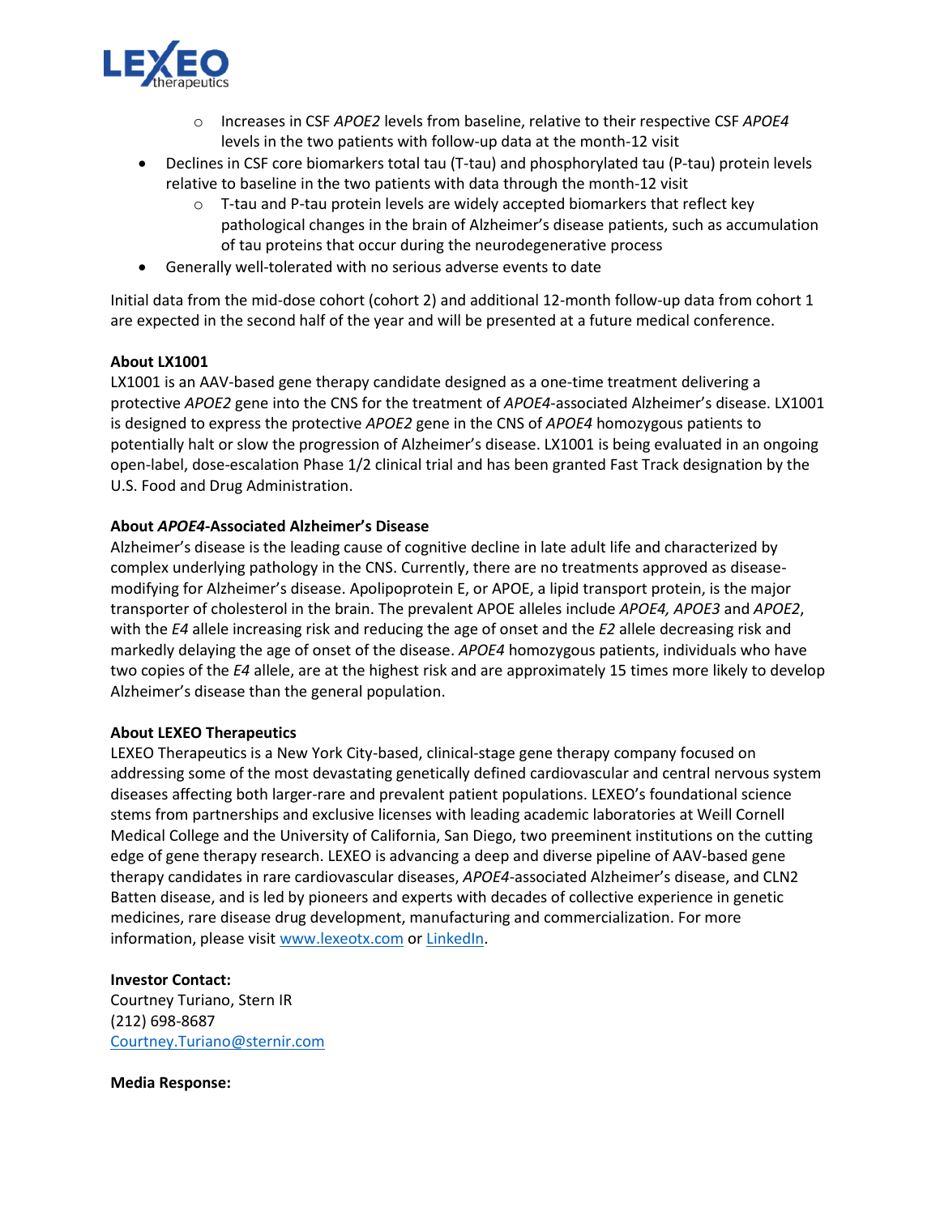- Increases in CSF *APOE2* levels from baseline, relative to their respective CSF *APOE4* levels in the two patients with follow-up data at the month-12 visit
- Declines in CSF core biomarkers total tau (T-tau) and phosphorylated tau (P-tau) protein levels relative to baseline in the two patients with data through the month-12 visit
    - T-tau and P-tau protein levels are widely accepted biomarkers that reflect key pathological changes in the brain of Alzheimer's disease patients, such as accumulation of tau proteins that occur during the neurodegenerative process
- Generally well-tolerated with no serious adverse events to date

Initial data from the mid-dose cohort (cohort 2) and additional 12-month follow-up data from cohort 1 are expected in the second half of the year and will be presented at a future medical conference.

**About LX1001**
LX1001 is an AAV-based gene therapy candidate designed as a one-time treatment delivering a protective *APOE2* gene into the CNS for the treatment of *APOE4*-associated Alzheimer's disease. LX1001 is designed to express the protective *APOE2* gene in the CNS of *APOE4* homozygous patients to potentially halt or slow the progression of Alzheimer's disease. LX1001 is being evaluated in an ongoing open-label, dose-escalation Phase 1/2 clinical trial and has been granted Fast Track designation by the U.S. Food and Drug Administration.

**About *APOE4*-Associated Alzheimer's Disease**
Alzheimer's disease is the leading cause of cognitive decline in late adult life and characterized by complex underlying pathology in the CNS. Currently, there are no treatments approved as disease-modifying for Alzheimer's disease. Apolipoprotein E, or APOE, a lipid transport protein, is the major transporter of cholesterol in the brain. The prevalent APOE alleles include *APOE4, APOE3* and *APOE2*, with the *E4* allele increasing risk and reducing the age of onset and the *E2* allele decreasing risk and markedly delaying the age of onset of the disease. *APOE4* homozygous patients, individuals who have two copies of the *E4* allele, are at the highest risk and are approximately 15 times more likely to develop Alzheimer's disease than the general population.

**About LEXEO Therapeutics**
LEXEO Therapeutics is a New York City-based, clinical-stage gene therapy company focused on addressing some of the most devastating genetically defined cardiovascular and central nervous system diseases affecting both larger-rare and prevalent patient populations. LEXEO's foundational science stems from partnerships and exclusive licenses with leading academic laboratories at Weill Cornell Medical College and the University of California, San Diego, two preeminent institutions on the cutting edge of gene therapy research. LEXEO is advancing a deep and diverse pipeline of AAV-based gene therapy candidates in rare cardiovascular diseases, *APOE4*-associated Alzheimer's disease, and CLN2 Batten disease, and is led by pioneers and experts with decades of collective experience in genetic medicines, rare disease drug development, manufacturing and commercialization. For more information, please visit [www.lexeotx.com](www.lexeotx.com) or [LinkedIn]().

**Investor Contact:**
Courtney Turiano, Stern IR
(212) 698-8687
[Courtney.Turiano@sternir.com](mailto:Courtney.Turiano@sternir.com)

**Media Response:**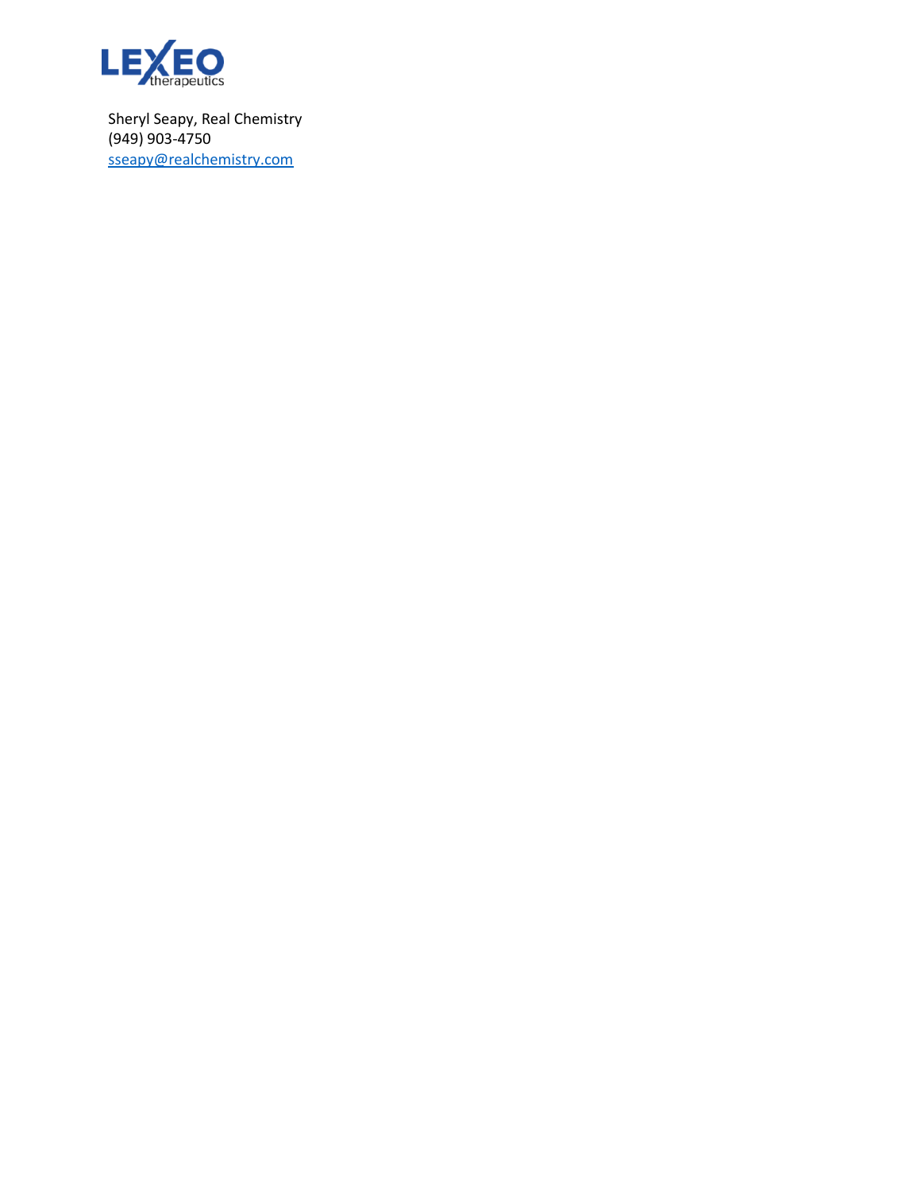LEXEO therapeutics

Sheryl Seapy, Real Chemistry
(949) 903-4750
sseapy@realchemistry.com